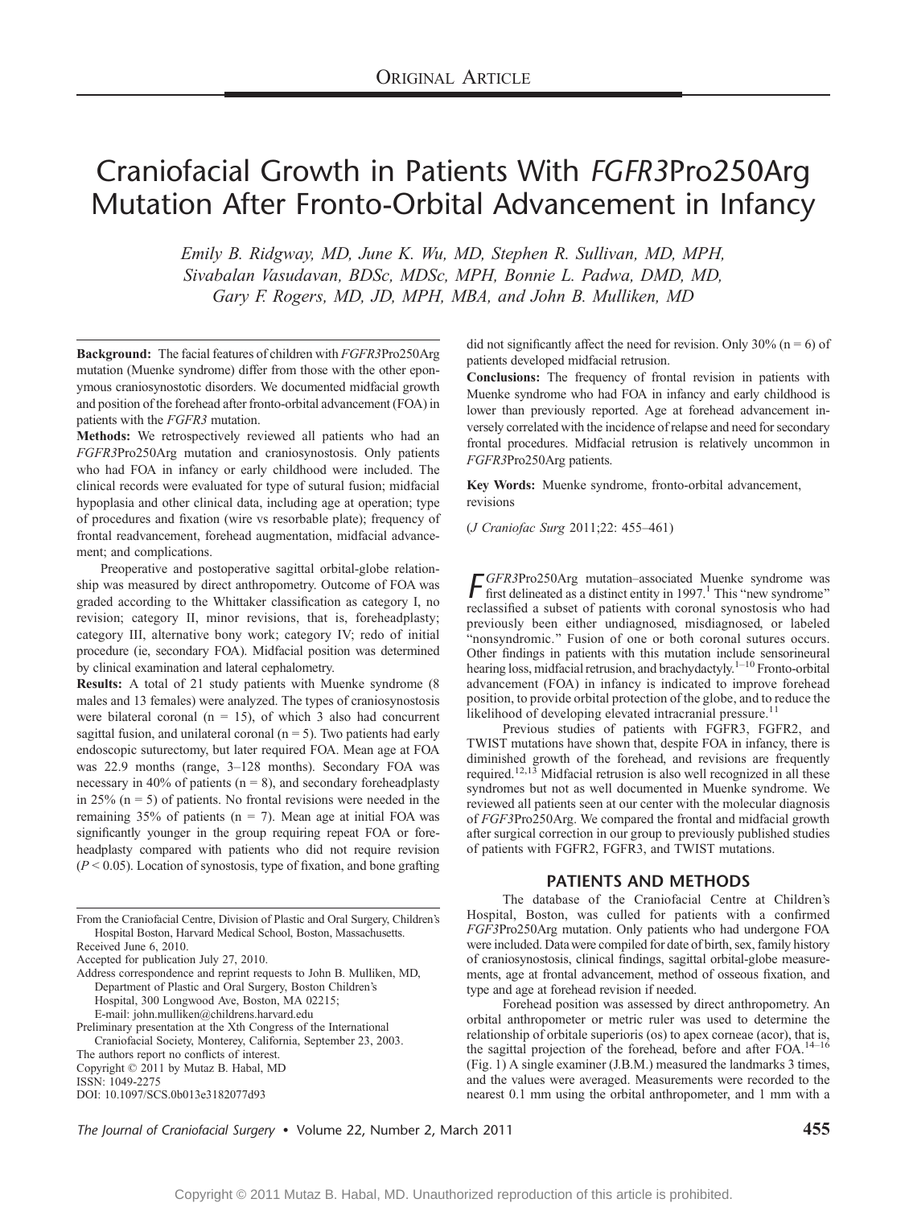ORIGINAL ARTICLE

# Craniofacial Growth in Patients With *FGFR3*Pro250Arg Mutation After Fronto-Orbital Advancement in Infancy

*Emily B. Ridgway, MD, June K. Wu, MD, Stephen R. Sullivan, MD, MPH, Sivabalan Vasudavan, BDSc, MDSc, MPH, Bonnie L. Padwa, DMD, MD, Gary F. Rogers, MD, JD, MPH, MBA, and John B. Mulliken, MD*

**Background:** The facial features of children with *FGFR3*Pro250Arg mutation (Muenke syndrome) differ from those with the other eponymous craniosynostotic disorders. We documented midfacial growth and position of the forehead after fronto-orbital advancement (FOA) in patients with the *FGFR3* mutation.

**Methods:** We retrospectively reviewed all patients who had an *FGFR3*Pro250Arg mutation and craniosynostosis. Only patients who had FOA in infancy or early childhood were included. The clinical records were evaluated for type of sutural fusion; midfacial hypoplasia and other clinical data, including age at operation; type of procedures and fixation (wire vs resorbable plate); frequency of frontal readvancement, forehead augmentation, midfacial advancement; and complications.

Preoperative and postoperative sagittal orbital-globe relationship was measured by direct anthropometry. Outcome of FOA was graded according to the Whittaker classification as category I, no revision; category II, minor revisions, that is, foreheadplasty; category III, alternative bony work; category IV; redo of initial procedure (ie, secondary FOA). Midfacial position was determined by clinical examination and lateral cephalometry.

**Results:** A total of 21 study patients with Muenke syndrome (8 males and 13 females) were analyzed. The types of craniosynostosis were bilateral coronal (n = 15), of which 3 also had concurrent sagittal fusion, and unilateral coronal (n = 5). Two patients had early endoscopic suturectomy, but later required FOA. Mean age at FOA was 22.9 months (range, 3–128 months). Secondary FOA was necessary in 40% of patients (n = 8), and secondary foreheadplasty in 25% (n = 5) of patients. No frontal revisions were needed in the remaining 35% of patients (n = 7). Mean age at initial FOA was significantly younger in the group requiring repeat FOA or foreheadplasty compared with patients who did not require revision ($P < 0.05$). Location of synostosis, type of fixation, and bone grafting did not significantly affect the need for revision. Only 30% (n = 6) of patients developed midfacial retrusion.

**Conclusions:** The frequency of frontal revision in patients with Muenke syndrome who had FOA in infancy and early childhood is lower than previously reported. Age at forehead advancement inversely correlated with the incidence of relapse and need for secondary frontal procedures. Midfacial retrusion is relatively uncommon in *FGFR3*Pro250Arg patients.

**Key Words:** Muenke syndrome, fronto-orbital advancement, revisions

(*J Craniofac Surg* 2011;22: 455–461)

From the Craniofacial Centre, Division of Plastic and Oral Surgery, Children's Hospital Boston, Harvard Medical School, Boston, Massachusetts.
Received June 6, 2010.
Accepted for publication July 27, 2010.
Address correspondence and reprint requests to John B. Mulliken, MD, Department of Plastic and Oral Surgery, Boston Children's Hospital, 300 Longwood Ave, Boston, MA 02215; E-mail: john.mulliken@childrens.harvard.edu
Preliminary presentation at the Xth Congress of the International Craniofacial Society, Monterey, California, September 23, 2003.
The authors report no conflicts of interest.
Copyright © 2011 by Mutaz B. Habal, MD
ISSN: 1049-2275
DOI: 10.1097/SCS.0b013e3182077d93

*FGFR3*Pro250Arg mutation–associated Muenke syndrome was first delineated as a distinct entity in 1997.[1] This "new syndrome" reclassified a subset of patients with coronal synostosis who had previously been either undiagnosed, misdiagnosed, or labeled "nonsyndromic." Fusion of one or both coronal sutures occurs. Other findings in patients with this mutation include sensorineural hearing loss, midfacial retrusion, and brachydactyly.[1–10] Fronto-orbital advancement (FOA) in infancy is indicated to improve forehead position, to provide orbital protection of the globe, and to reduce the likelihood of developing elevated intracranial pressure.[11]

Previous studies of patients with FGFR3, FGFR2, and TWIST mutations have shown that, despite FOA in infancy, there is diminished growth of the forehead, and revisions are frequently required.[12,13] Midfacial retrusion is also well recognized in all these syndromes but not as well documented in Muenke syndrome. We reviewed all patients seen at our center with the molecular diagnosis of *FGF3*Pro250Arg. We compared the frontal and midfacial growth after surgical correction in our group to previously published studies of patients with FGFR2, FGFR3, and TWIST mutations.

## PATIENTS AND METHODS

The database of the Craniofacial Centre at Children's Hospital, Boston, was culled for patients with a confirmed *FGF3*Pro250Arg mutation. Only patients who had undergone FOA were included. Data were compiled for date of birth, sex, family history of craniosynostosis, clinical findings, sagittal orbital-globe measurements, age at frontal advancement, method of osseous fixation, and type and age at forehead revision if needed.

Forehead position was assessed by direct anthropometry. An orbital anthropometer or metric ruler was used to determine the relationship of orbitale superioris (os) to apex corneae (acor), that is, the sagittal projection of the forehead, before and after FOA.[14–16] (Fig. 1) A single examiner (J.B.M.) measured the landmarks 3 times, and the values were averaged. Measurements were recorded to the nearest 0.1 mm using the orbital anthropometer, and 1 mm with a

Copyright © 2011 Mutaz B. Habal, MD. Unauthorized reproduction of this article is prohibited.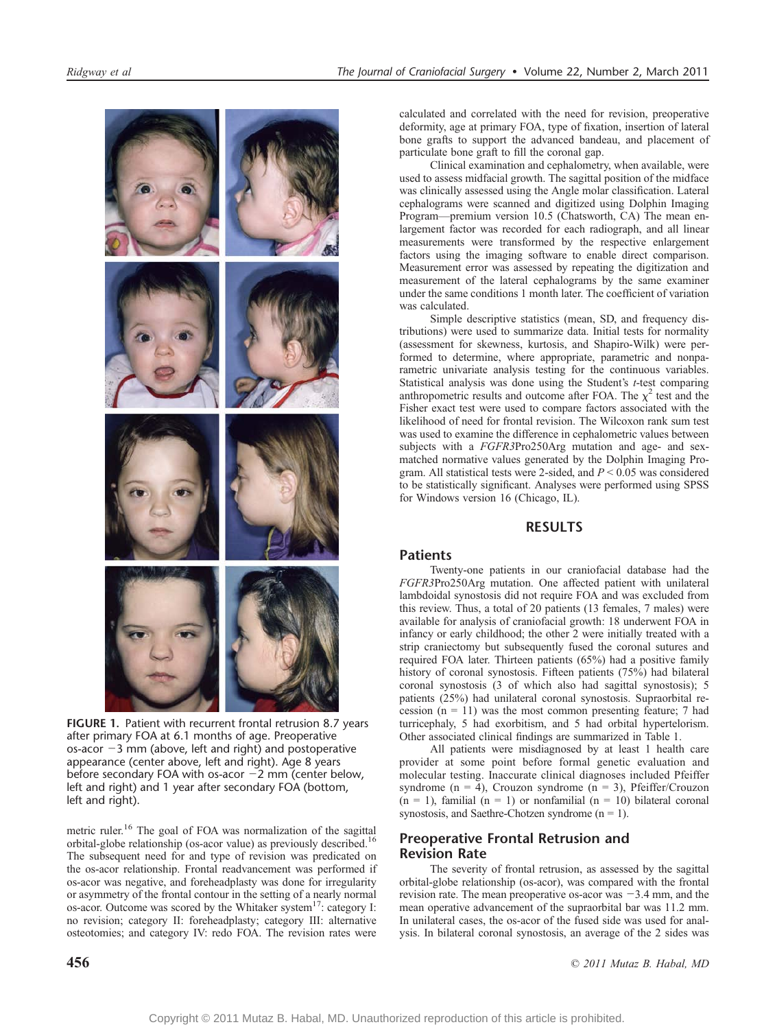FIGURE 1. Patient with recurrent frontal retrusion 8.7 years after primary FOA at 6.1 months of age. Preoperative os-acor −3 mm (above, left and right) and postoperative appearance (center above, left and right). Age 8 years before secondary FOA with os-acor −2 mm (center below, left and right) and 1 year after secondary FOA (bottom, left and right).

metric ruler.[16] The goal of FOA was normalization of the sagittal orbital-globe relationship (os-acor value) as previously described.[16] The subsequent need for and type of revision was predicated on the os-acor relationship. Frontal readvancement was performed if os-acor was negative, and foreheadplasty was done for irregularity or asymmetry of the frontal contour in the setting of a nearly normal os-acor. Outcome was scored by the Whitaker system[17]: category I: no revision; category II: foreheadplasty; category III: alternative osteotomies; and category IV: redo FOA. The revision rates were calculated and correlated with the need for revision, preoperative deformity, age at primary FOA, type of fixation, insertion of lateral bone grafts to support the advanced bandeau, and placement of particulate bone graft to fill the coronal gap.

Clinical examination and cephalometry, when available, were used to assess midfacial growth. The sagittal position of the midface was clinically assessed using the Angle molar classification. Lateral cephalograms were scanned and digitized using Dolphin Imaging Program—premium version 10.5 (Chatsworth, CA) The mean enlargement factor was recorded for each radiograph, and all linear measurements were transformed by the respective enlargement factors using the imaging software to enable direct comparison. Measurement error was assessed by repeating the digitization and measurement of the lateral cephalograms by the same examiner under the same conditions 1 month later. The coefficient of variation was calculated.

Simple descriptive statistics (mean, SD, and frequency distributions) were used to summarize data. Initial tests for normality (assessment for skewness, kurtosis, and Shapiro-Wilk) were performed to determine, where appropriate, parametric and nonparametric univariate analysis testing for the continuous variables. Statistical analysis was done using the Student's *t*-test comparing anthropometric results and outcome after FOA. The $\chi^2$ test and the Fisher exact test were used to compare factors associated with the likelihood of need for frontal revision. The Wilcoxon rank sum test was used to examine the difference in cephalometric values between subjects with a *FGFR3*Pro250Arg mutation and age- and sex-matched normative values generated by the Dolphin Imaging Program. All statistical tests were 2-sided, and $P < 0.05$ was considered to be statistically significant. Analyses were performed using SPSS for Windows version 16 (Chicago, IL).

## RESULTS

### Patients

Twenty-one patients in our craniofacial database had the *FGFR3*Pro250Arg mutation. One affected patient with unilateral lambdoidal synostosis did not require FOA and was excluded from this review. Thus, a total of 20 patients (13 females, 7 males) were available for analysis of craniofacial growth: 18 underwent FOA in infancy or early childhood; the other 2 were initially treated with a strip craniectomy but subsequently fused the coronal sutures and required FOA later. Thirteen patients (65%) had a positive family history of coronal synostosis. Fifteen patients (75%) had bilateral coronal synostosis (3 of which also had sagittal synostosis); 5 patients (25%) had unilateral coronal synostosis. Supraorbital recession (n = 11) was the most common presenting feature; 7 had turricephaly, 5 had exorbitism, and 5 had orbital hypertelorism. Other associated clinical findings are summarized in Table 1.

All patients were misdiagnosed by at least 1 health care provider at some point before formal genetic evaluation and molecular testing. Inaccurate clinical diagnoses included Pfeiffer syndrome (n = 4), Crouzon syndrome (n = 3), Pfeiffer/Crouzon (n = 1), familial (n = 1) or nonfamilial (n = 10) bilateral coronal synostosis, and Saethre-Chotzen syndrome (n = 1).

### Preoperative Frontal Retrusion and Revision Rate

The severity of frontal retrusion, as assessed by the sagittal orbital-globe relationship (os-acor), was compared with the frontal revision rate. The mean preoperative os-acor was −3.4 mm, and the mean operative advancement of the supraorbital bar was 11.2 mm. In unilateral cases, the os-acor of the fused side was used for analysis. In bilateral coronal synostosis, an average of the 2 sides was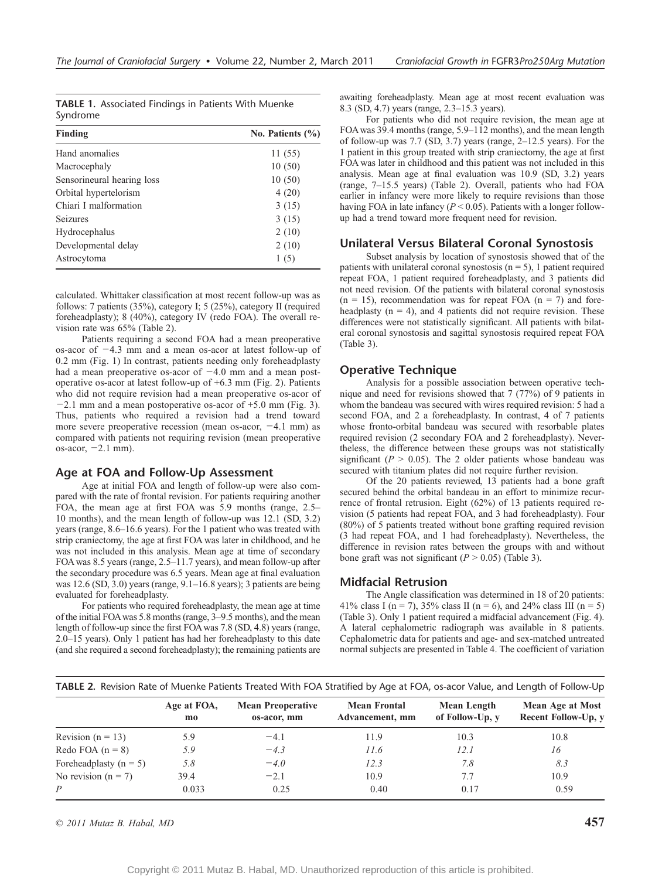**TABLE 1.** Associated Findings in Patients With Muenke Syndrome

| Finding | No. Patients (%) |
|---|---|
| Hand anomalies | 11 (55) |
| Macrocephaly | 10 (50) |
| Sensorineural hearing loss | 10 (50) |
| Orbital hypertelorism | 4 (20) |
| Chiari I malformation | 3 (15) |
| Seizures | 3 (15) |
| Hydrocephalus | 2 (10) |
| Developmental delay | 2 (10) |
| Astrocytoma | 1 (5) |

calculated. Whittaker classification at most recent follow-up was as follows: 7 patients (35%), category I; 5 (25%), category II (required foreheadplasty); 8 (40%), category IV (redo FOA). The overall revision rate was 65% (Table 2).

Patients requiring a second FOA had a mean preoperative os-acor of −4.3 mm and a mean os-acor at latest follow-up of 0.2 mm (Fig. 1) In contrast, patients needing only foreheadplasty had a mean preoperative os-acor of −4.0 mm and a mean postoperative os-acor at latest follow-up of +6.3 mm (Fig. 2). Patients who did not require revision had a mean preoperative os-acor of −2.1 mm and a mean postoperative os-acor of +5.0 mm (Fig. 3). Thus, patients who required a revision had a trend toward more severe preoperative recession (mean os-acor, −4.1 mm) as compared with patients not requiring revision (mean preoperative os-acor, −2.1 mm).

## Age at FOA and Follow-Up Assessment

Age at initial FOA and length of follow-up were also compared with the rate of frontal revision. For patients requiring another FOA, the mean age at first FOA was 5.9 months (range, 2.5–10 months), and the mean length of follow-up was 12.1 (SD, 3.2) years (range, 8.6–16.6 years). For the 1 patient who was treated with strip craniectomy, the age at first FOA was later in childhood, and he was not included in this analysis. Mean age at time of secondary FOA was 8.5 years (range, 2.5–11.7 years), and mean follow-up after the secondary procedure was 6.5 years. Mean age at final evaluation was 12.6 (SD, 3.0) years (range, 9.1–16.8 years); 3 patients are being evaluated for foreheadplasty.

For patients who required foreheadplasty, the mean age at time of the initial FOA was 5.8 months (range, 3–9.5 months), and the mean length of follow-up since the first FOA was 7.8 (SD, 4.8) years (range, 2.0–15 years). Only 1 patient has had her foreheadplasty to this date (and she required a second foreheadplasty); the remaining patients are awaiting foreheadplasty. Mean age at most recent evaluation was 8.3 (SD, 4.7) years (range, 2.3–15.3 years).

For patients who did not require revision, the mean age at FOA was 39.4 months (range, 5.9–112 months), and the mean length of follow-up was 7.7 (SD, 3.7) years (range, 2–12.5 years). For the 1 patient in this group treated with strip craniectomy, the age at first FOA was later in childhood and this patient was not included in this analysis. Mean age at final evaluation was 10.9 (SD, 3.2) years (range, 7–15.5 years) (Table 2). Overall, patients who had FOA earlier in infancy were more likely to require revisions than those having FOA in late infancy ($P < 0.05$). Patients with a longer follow-up had a trend toward more frequent need for revision.

## Unilateral Versus Bilateral Coronal Synostosis

Subset analysis by location of synostosis showed that of the patients with unilateral coronal synostosis ($n = 5$), 1 patient required repeat FOA, 1 patient required foreheadplasty, and 3 patients did not need revision. Of the patients with bilateral coronal synostosis ($n = 15$), recommendation was for repeat FOA ($n = 7$) and foreheadplasty ($n = 4$), and 4 patients did not require revision. These differences were not statistically significant. All patients with bilateral coronal synostosis and sagittal synostosis required repeat FOA (Table 3).

## Operative Technique

Analysis for a possible association between operative technique and need for revisions showed that 7 (77%) of 9 patients in whom the bandeau was secured with wires required revision: 5 had a second FOA, and 2 a foreheadplasty. In contrast, 4 of 7 patients whose fronto-orbital bandeau was secured with resorbable plates required revision (2 secondary FOA and 2 foreheadplasty). Nevertheless, the difference between these groups was not statistically significant ($P > 0.05$). The 2 older patients whose bandeau was secured with titanium plates did not require further revision.

Of the 20 patients reviewed, 13 patients had a bone graft secured behind the orbital bandeau in an effort to minimize recurrence of frontal retrusion. Eight (62%) of 13 patients required revision (5 patients had repeat FOA, and 3 had foreheadplasty). Four (80%) of 5 patients treated without bone grafting required revision (3 had repeat FOA, and 1 had foreheadplasty). Nevertheless, the difference in revision rates between the groups with and without bone graft was not significant ($P > 0.05$) (Table 3).

## Midfacial Retrusion

The Angle classification was determined in 18 of 20 patients: 41% class I ($n = 7$), 35% class II ($n = 6$), and 24% class III ($n = 5$) (Table 3). Only 1 patient required a midfacial advancement (Fig. 4). A lateral cephalometric radiograph was available in 8 patients. Cephalometric data for patients and age- and sex-matched untreated normal subjects are presented in Table 4. The coefficient of variation

**TABLE 2.** Revision Rate of Muenke Patients Treated With FOA Stratified by Age at FOA, os-acor Value, and Length of Follow-Up

| | Age at FOA, mo | Mean Preoperative os-acor, mm | Mean Frontal Advancement, mm | Mean Length of Follow-Up, y | Mean Age at Most Recent Follow-Up, y |
|---|---|---|---|---|---|
| Revision ($n = 13$) | 5.9 | −4.1 | 11.9 | 10.3 | 10.8 |
| Redo FOA ($n = 8$) | *5.9* | *−4.3* | *11.6* | *12.1* | *16* |
| Foreheadplasty ($n = 5$) | *5.8* | *−4.0* | *12.3* | *7.8* | *8.3* |
| No revision ($n = 7$) | 39.4 | −2.1 | 10.9 | 7.7 | 10.9 |
| *P* | 0.033 | 0.25 | 0.40 | 0.17 | 0.59 |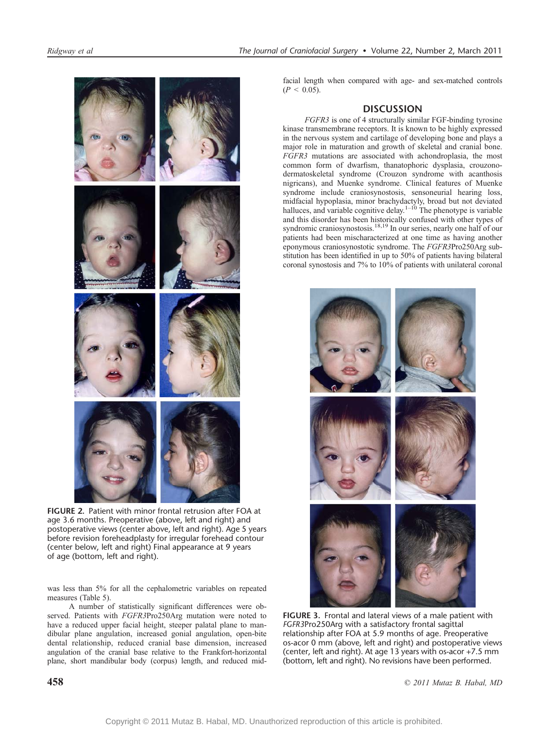FIGURE 2. Patient with minor frontal retrusion after FOA at age 3.6 months. Preoperative (above, left and right) and postoperative views (center above, left and right). Age 5 years before revision foreheadplasty for irregular forehead contour (center below, left and right) Final appearance at 9 years of age (bottom, left and right).

was less than 5% for all the cephalometric variables on repeated measures (Table 5).

A number of statistically significant differences were observed. Patients with *FGFR3*Pro250Arg mutation were noted to have a reduced upper facial height, steeper palatal plane to mandibular plane angulation, increased gonial angulation, open-bite dental relationship, reduced cranial base dimension, increased angulation of the cranial base relative to the Frankfort-horizontal plane, short mandibular body (corpus) length, and reduced midfacial length when compared with age- and sex-matched controls ($P < 0.05$).

## DISCUSSION

*FGFR3* is one of 4 structurally similar FGF-binding tyrosine kinase transmembrane receptors. It is known to be highly expressed in the nervous system and cartilage of developing bone and plays a major role in maturation and growth of skeletal and cranial bone. *FGFR3* mutations are associated with achondroplasia, the most common form of dwarfism, thanatophoric dysplasia, crouzonodermatoskeletal syndrome (Crouzon syndrome with acanthosis nigricans), and Muenke syndrome. Clinical features of Muenke syndrome include craniosynostosis, sensoneurial hearing loss, midfacial hypoplasia, minor brachydactyly, broad but not deviated halluces, and variable cognitive delay.[1–10] The phenotype is variable and this disorder has been historically confused with other types of syndromic craniosynostosis.[18,19] In our series, nearly one half of our patients had been mischaracterized at one time as having another eponymous craniosynostotic syndrome. The *FGFR3*Pro250Arg substitution has been identified in up to 50% of patients having bilateral coronal synostosis and 7% to 10% of patients with unilateral coronal

FIGURE 3. Frontal and lateral views of a male patient with *FGFR3*Pro250Arg with a satisfactory frontal sagittal relationship after FOA at 5.9 months of age. Preoperative os-acor 0 mm (above, left and right) and postoperative views (center, left and right). At age 13 years with os-acor +7.5 mm (bottom, left and right). No revisions have been performed.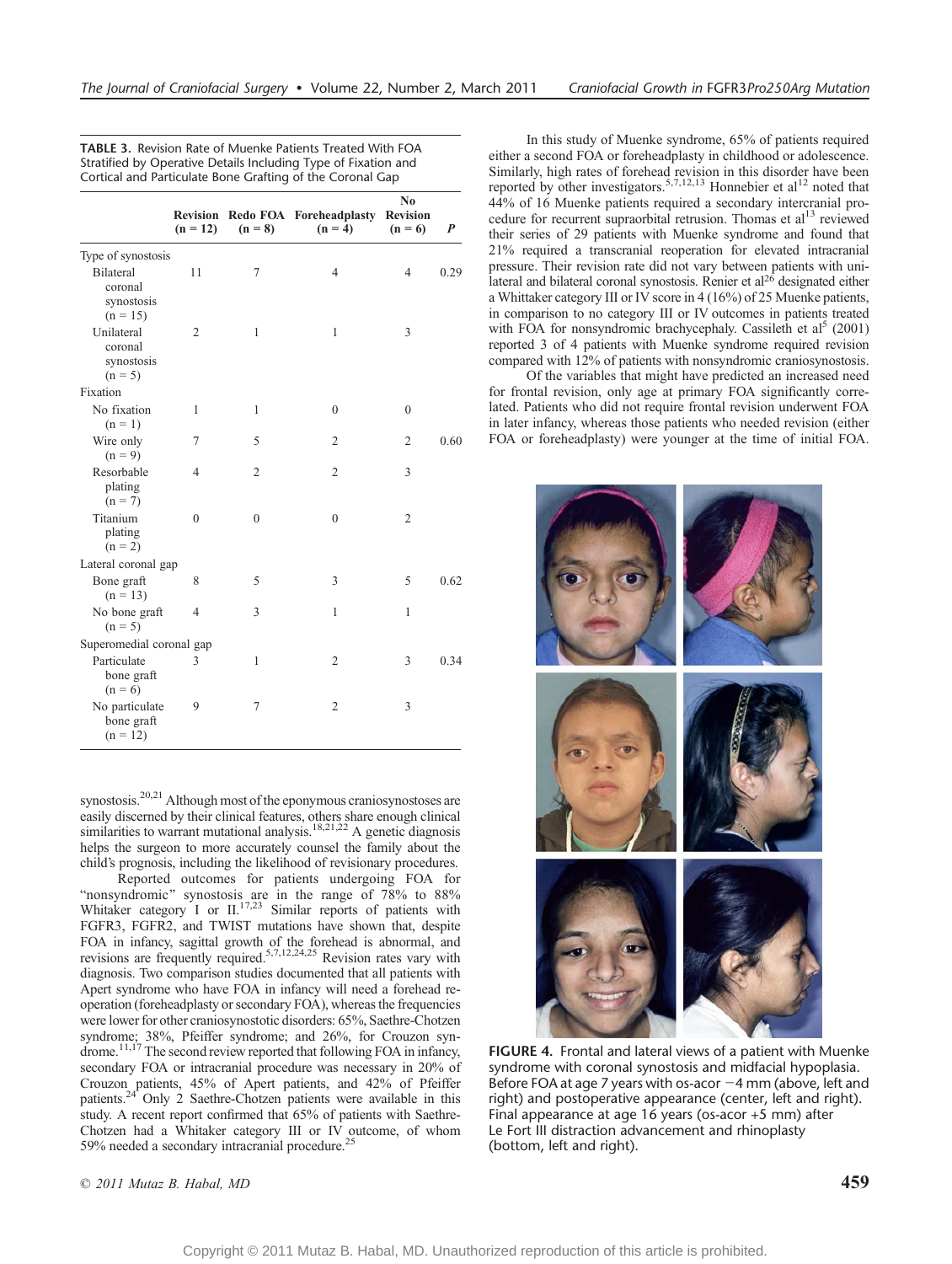**TABLE 3.** Revision Rate of Muenke Patients Treated With FOA Stratified by Operative Details Including Type of Fixation and Cortical and Particulate Bone Grafting of the Coronal Gap

| | Revision (n = 12) | Redo FOA (n = 8) | Foreheadplasty (n = 4) | No Revision (n = 6) | *P* |
|---|---|---|---|---|---|
| Type of synostosis | | | | | |
| Bilateral coronal synostosis (n = 15) | 11 | 7 | 4 | 4 | 0.29 |
| Unilateral coronal synostosis (n = 5) | 2 | 1 | 1 | 3 | |
| Fixation | | | | | |
| No fixation (n = 1) | 1 | 1 | 0 | 0 | |
| Wire only (n = 9) | 7 | 5 | 2 | 2 | 0.60 |
| Resorbable plating (n = 7) | 4 | 2 | 2 | 3 | |
| Titanium plating (n = 2) | 0 | 0 | 0 | 2 | |
| Lateral coronal gap | | | | | |
| Bone graft (n = 13) | 8 | 5 | 3 | 5 | 0.62 |
| No bone graft (n = 5) | 4 | 3 | 1 | 1 | |
| Superomedial coronal gap | | | | | |
| Particulate bone graft (n = 6) | 3 | 1 | 2 | 3 | 0.34 |
| No particulate bone graft (n = 12) | 9 | 7 | 2 | 3 | |

synostosis.[20,21] Although most of the eponymous craniosynostoses are easily discerned by their clinical features, others share enough clinical similarities to warrant mutational analysis.[18,21,22] A genetic diagnosis helps the surgeon to more accurately counsel the family about the child's prognosis, including the likelihood of revisionary procedures.

Reported outcomes for patients undergoing FOA for "nonsyndromic" synostosis are in the range of 78% to 88% Whitaker category I or II.[17,23] Similar reports of patients with FGFR3, FGFR2, and TWIST mutations have shown that, despite FOA in infancy, sagittal growth of the forehead is abnormal, and revisions are frequently required.[5,7,12,24,25] Revision rates vary with diagnosis. Two comparison studies documented that all patients with Apert syndrome who have FOA in infancy will need a forehead reoperation (foreheadplasty or secondary FOA), whereas the frequencies were lower for other craniosynostotic disorders: 65%, Saethre-Chotzen syndrome; 38%, Pfeiffer syndrome; and 26%, for Crouzon syndrome.[11,17] The second review reported that following FOA in infancy, secondary FOA or intracranial procedure was necessary in 20% of Crouzon patients, 45% of Apert patients, and 42% of Pfeiffer patients.[24] Only 2 Saethre-Chotzen patients were available in this study. A recent report confirmed that 65% of patients with Saethre-Chotzen had a Whitaker category III or IV outcome, of whom 59% needed a secondary intracranial procedure.[25]

In this study of Muenke syndrome, 65% of patients required either a second FOA or foreheadplasty in childhood or adolescence. Similarly, high rates of forehead revision in this disorder have been reported by other investigators.[5,7,12,13] Honnebier et al[12] noted that 44% of 16 Muenke patients required a secondary intercranial procedure for recurrent supraorbital retrusion. Thomas et al[13] reviewed their series of 29 patients with Muenke syndrome and found that 21% required a transcranial reoperation for elevated intracranial pressure. Their revision rate did not vary between patients with unilateral and bilateral coronal synostosis. Renier et al[26] designated either a Whittaker category III or IV score in 4 (16%) of 25 Muenke patients, in comparison to no category III or IV outcomes in patients treated with FOA for nonsyndromic brachycephaly. Cassileth et al[5] (2001) reported 3 of 4 patients with Muenke syndrome required revision compared with 12% of patients with nonsyndromic craniosynostosis.

Of the variables that might have predicted an increased need for frontal revision, only age at primary FOA significantly correlated. Patients who did not require frontal revision underwent FOA in later infancy, whereas those patients who needed revision (either FOA or foreheadplasty) were younger at the time of initial FOA.

**FIGURE 4.** Frontal and lateral views of a patient with Muenke syndrome with coronal synostosis and midfacial hypoplasia. Before FOA at age 7 years with os-acor −4 mm (above, left and right) and postoperative appearance (center, left and right). Final appearance at age 16 years (os-acor +5 mm) after Le Fort III distraction advancement and rhinoplasty (bottom, left and right).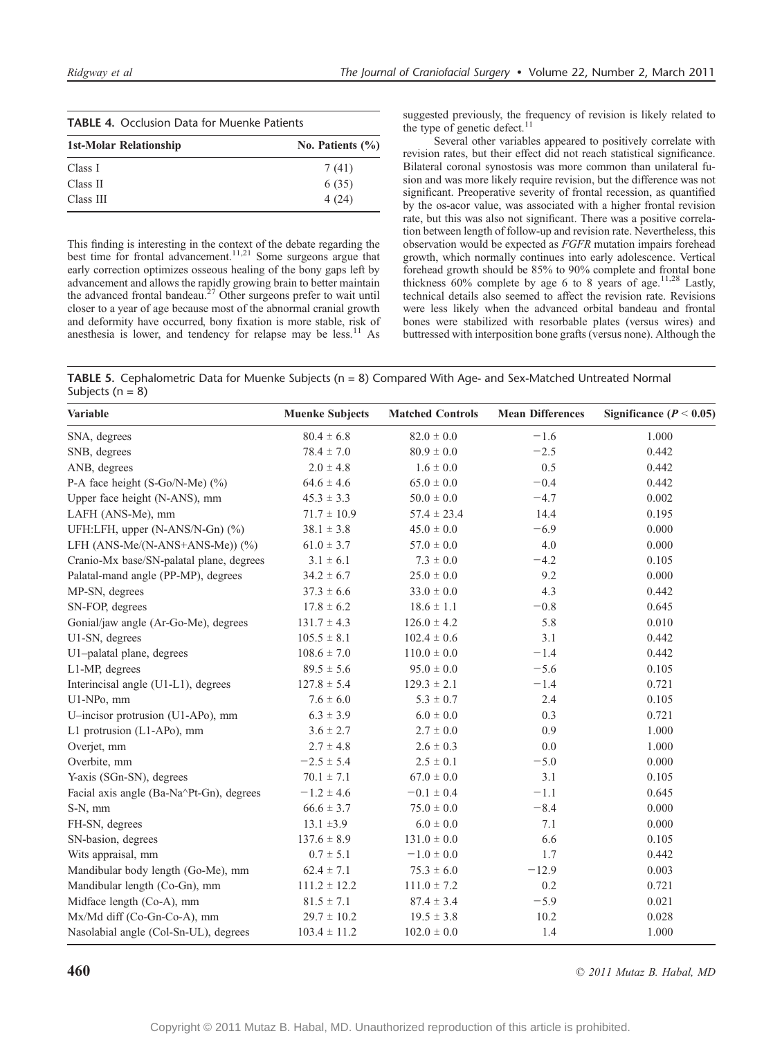**TABLE 4.** Occlusion Data for Muenke Patients

| 1st-Molar Relationship | No. Patients (%) |
|---|---|
| Class I | 7 (41) |
| Class II | 6 (35) |
| Class III | 4 (24) |

This finding is interesting in the context of the debate regarding the best time for frontal advancement.[11,21] Some surgeons argue that early correction optimizes osseous healing of the bony gaps left by advancement and allows the rapidly growing brain to better maintain the advanced frontal bandeau.[27] Other surgeons prefer to wait until closer to a year of age because most of the abnormal cranial growth and deformity have occurred, bony fixation is more stable, risk of anesthesia is lower, and tendency for relapse may be less.[11] As suggested previously, the frequency of revision is likely related to the type of genetic defect.[11]

Several other variables appeared to positively correlate with revision rates, but their effect did not reach statistical significance. Bilateral coronal synostosis was more common than unilateral fusion and was more likely require revision, but the difference was not significant. Preoperative severity of frontal recession, as quantified by the os-acor value, was associated with a higher frontal revision rate, but this was also not significant. There was a positive correlation between length of follow-up and revision rate. Nevertheless, this observation would be expected as *FGFR* mutation impairs forehead growth, which normally continues into early adolescence. Vertical forehead growth should be 85% to 90% complete and frontal bone thickness 60% complete by age 6 to 8 years of age.[11,28] Lastly, technical details also seemed to affect the revision rate. Revisions were less likely when the advanced orbital bandeau and frontal bones were stabilized with resorbable plates (versus wires) and buttressed with interposition bone grafts (versus none). Although the

**TABLE 5.** Cephalometric Data for Muenke Subjects (n = 8) Compared With Age- and Sex-Matched Untreated Normal Subjects (n = 8)

| Variable | Muenke Subjects | Matched Controls | Mean Differences | Significance ($P < 0.05$) |
|---|---|---|---|---|
| SNA, degrees | 80.4 ± 6.8 | 82.0 ± 0.0 | −1.6 | 1.000 |
| SNB, degrees | 78.4 ± 7.0 | 80.9 ± 0.0 | −2.5 | 0.442 |
| ANB, degrees | 2.0 ± 4.8 | 1.6 ± 0.0 | 0.5 | 0.442 |
| P-A face height (S-Go/N-Me) (%) | 64.6 ± 4.6 | 65.0 ± 0.0 | −0.4 | 0.442 |
| Upper face height (N-ANS), mm | 45.3 ± 3.3 | 50.0 ± 0.0 | −4.7 | 0.002 |
| LAFH (ANS-Me), mm | 71.7 ± 10.9 | 57.4 ± 23.4 | 14.4 | 0.195 |
| UFH:LFH, upper (N-ANS/N-Gn) (%) | 38.1 ± 3.8 | 45.0 ± 0.0 | −6.9 | 0.000 |
| LFH (ANS-Me/(N-ANS+ANS-Me)) (%) | 61.0 ± 3.7 | 57.0 ± 0.0 | 4.0 | 0.000 |
| Cranio-Mx base/SN-palatal plane, degrees | 3.1 ± 6.1 | 7.3 ± 0.0 | −4.2 | 0.105 |
| Palatal-mand angle (PP-MP), degrees | 34.2 ± 6.7 | 25.0 ± 0.0 | 9.2 | 0.000 |
| MP-SN, degrees | 37.3 ± 6.6 | 33.0 ± 0.0 | 4.3 | 0.442 |
| SN-FOP, degrees | 17.8 ± 6.2 | 18.6 ± 1.1 | −0.8 | 0.645 |
| Gonial/jaw angle (Ar-Go-Me), degrees | 131.7 ± 4.3 | 126.0 ± 4.2 | 5.8 | 0.010 |
| U1-SN, degrees | 105.5 ± 8.1 | 102.4 ± 0.6 | 3.1 | 0.442 |
| U1–palatal plane, degrees | 108.6 ± 7.0 | 110.0 ± 0.0 | −1.4 | 0.442 |
| L1-MP, degrees | 89.5 ± 5.6 | 95.0 ± 0.0 | −5.6 | 0.105 |
| Interincisal angle (U1-L1), degrees | 127.8 ± 5.4 | 129.3 ± 2.1 | −1.4 | 0.721 |
| U1-NPo, mm | 7.6 ± 6.0 | 5.3 ± 0.7 | 2.4 | 0.105 |
| U–incisor protrusion (U1-APo), mm | 6.3 ± 3.9 | 6.0 ± 0.0 | 0.3 | 0.721 |
| L1 protrusion (L1-APo), mm | 3.6 ± 2.7 | 2.7 ± 0.0 | 0.9 | 1.000 |
| Overjet, mm | 2.7 ± 4.8 | 2.6 ± 0.3 | 0.0 | 1.000 |
| Overbite, mm | −2.5 ± 5.4 | 2.5 ± 0.1 | −5.0 | 0.000 |
| Y-axis (SGn-SN), degrees | 70.1 ± 7.1 | 67.0 ± 0.0 | 3.1 | 0.105 |
| Facial axis angle (Ba-Na^Pt-Gn), degrees | −1.2 ± 4.6 | −0.1 ± 0.4 | −1.1 | 0.645 |
| S-N, mm | 66.6 ± 3.7 | 75.0 ± 0.0 | −8.4 | 0.000 |
| FH-SN, degrees | 13.1 ±3.9 | 6.0 ± 0.0 | 7.1 | 0.000 |
| SN-basion, degrees | 137.6 ± 8.9 | 131.0 ± 0.0 | 6.6 | 0.105 |
| Wits appraisal, mm | 0.7 ± 5.1 | −1.0 ± 0.0 | 1.7 | 0.442 |
| Mandibular body length (Go-Me), mm | 62.4 ± 7.1 | 75.3 ± 6.0 | −12.9 | 0.003 |
| Mandibular length (Co-Gn), mm | 111.2 ± 12.2 | 111.0 ± 7.2 | 0.2 | 0.721 |
| Midface length (Co-A), mm | 81.5 ± 7.1 | 87.4 ± 3.4 | −5.9 | 0.021 |
| Mx/Md diff (Co-Gn-Co-A), mm | 29.7 ± 10.2 | 19.5 ± 3.8 | 10.2 | 0.028 |
| Nasolabial angle (Col-Sn-UL), degrees | 103.4 ± 11.2 | 102.0 ± 0.0 | 1.4 | 1.000 |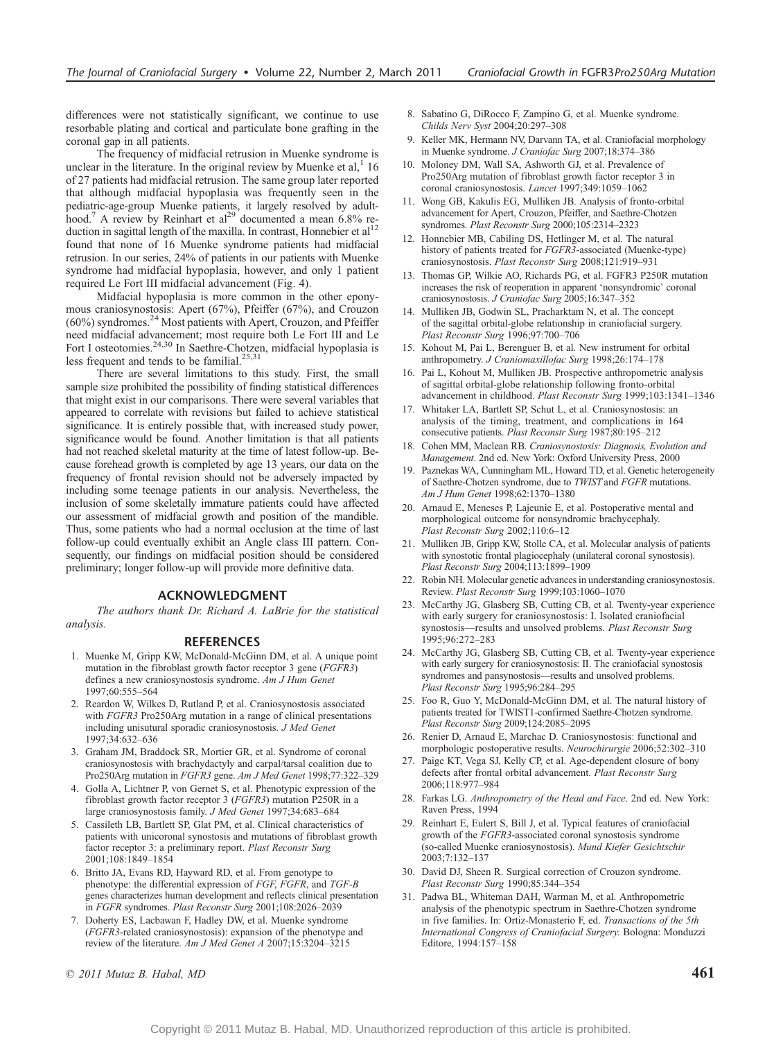differences were not statistically significant, we continue to use resorbable plating and cortical and particulate bone grafting in the coronal gap in all patients.

The frequency of midfacial retrusion in Muenke syndrome is unclear in the literature. In the original review by Muenke et al,[1] 16 of 27 patients had midfacial retrusion. The same group later reported that although midfacial hypoplasia was frequently seen in the pediatric-age-group Muenke patients, it largely resolved by adulthood.[7] A review by Reinhart et al[29] documented a mean 6.8% reduction in sagittal length of the maxilla. In contrast, Honnebier et al[12] found that none of 16 Muenke syndrome patients had midfacial retrusion. In our series, 24% of patients in our patients with Muenke syndrome had midfacial hypoplasia, however, and only 1 patient required Le Fort III midfacial advancement (Fig. 4).

Midfacial hypoplasia is more common in the other eponymous craniosynostosis: Apert (67%), Pfeiffer (67%), and Crouzon (60%) syndromes.[24] Most patients with Apert, Crouzon, and Pfeiffer need midfacial advancement; most require both Le Fort III and Le Fort I osteotomies.[24,30] In Saethre-Chotzen, midfacial hypoplasia is less frequent and tends to be familial.[25,31]

There are several limitations to this study. First, the small sample size prohibited the possibility of finding statistical differences that might exist in our comparisons. There were several variables that appeared to correlate with revisions but failed to achieve statistical significance. It is entirely possible that, with increased study power, significance would be found. Another limitation is that all patients had not reached skeletal maturity at the time of latest follow-up. Because forehead growth is completed by age 13 years, our data on the frequency of frontal revision should not be adversely impacted by including some teenage patients in our analysis. Nevertheless, the inclusion of some skeletally immature patients could have affected our assessment of midfacial growth and position of the mandible. Thus, some patients who had a normal occlusion at the time of last follow-up could eventually exhibit an Angle class III pattern. Consequently, our findings on midfacial position should be considered preliminary; longer follow-up will provide more definitive data.

## ACKNOWLEDGMENT

*The authors thank Dr. Richard A. LaBrie for the statistical analysis.*

## REFERENCES

1. Muenke M, Gripp KW, McDonald-McGinn DM, et al. A unique point mutation in the fibroblast growth factor receptor 3 gene (*FGFR3*) defines a new craniosynostosis syndrome. *Am J Hum Genet* 1997;60:555–564
2. Reardon W, Wilkes D, Rutland P, et al. Craniosynostosis associated with *FGFR3* Pro250Arg mutation in a range of clinical presentations including unisutural sporadic craniosynostosis. *J Med Genet* 1997;34:632–636
3. Graham JM, Braddock SR, Mortier GR, et al. Syndrome of coronal craniosynostosis with brachydactyly and carpal/tarsal coalition due to Pro250Arg mutation in *FGFR3* gene. *Am J Med Genet* 1998;77:322–329
4. Golla A, Lichtner P, von Gernet S, et al. Phenotypic expression of the fibroblast growth factor receptor 3 (*FGFR3*) mutation P250R in a large craniosynostosis family. *J Med Genet* 1997;34:683–684
5. Cassileth LB, Bartlett SP, Glat PM, et al. Clinical characteristics of patients with unicoronal synostosis and mutations of fibroblast growth factor receptor 3: a preliminary report. *Plast Reconstr Surg* 2001;108:1849–1854
6. Britto JA, Evans RD, Hayward RD, et al. From genotype to phenotype: the differential expression of *FGF*, *FGFR*, and *TGF-B* genes characterizes human development and reflects clinical presentation in *FGFR* syndromes. *Plast Reconstr Surg* 2001;108:2026–2039
7. Doherty ES, Lacbawan F, Hadley DW, et al. Muenke syndrome (*FGFR3*-related craniosynostosis): expansion of the phenotype and review of the literature. *Am J Med Genet A* 2007;15:3204–3215
8. Sabatino G, DiRocco F, Zampino G, et al. Muenke syndrome. *Childs Nerv Syst* 2004;20:297–308
9. Keller MK, Hermann NV, Darvann TA, et al. Craniofacial morphology in Muenke syndrome. *J Craniofac Surg* 2007;18:374–386
10. Moloney DM, Wall SA, Ashworth GJ, et al. Prevalence of Pro250Arg mutation of fibroblast growth factor receptor 3 in coronal craniosynostosis. *Lancet* 1997;349:1059–1062
11. Wong GB, Kakulis EG, Mulliken JB. Analysis of fronto-orbital advancement for Apert, Crouzon, Pfeiffer, and Saethre-Chotzen syndromes. *Plast Reconstr Surg* 2000;105:2314–2323
12. Honnebier MB, Cabiling DS, Hetlinger M, et al. The natural history of patients treated for *FGFR3*-associated (Muenke-type) craniosynostosis. *Plast Reconstr Surg* 2008;121:919–931
13. Thomas GP, Wilkie AO, Richards PG, et al. FGFR3 P250R mutation increases the risk of reoperation in apparent 'nonsyndromic' coronal craniosynostosis. *J Craniofac Surg* 2005;16:347–352
14. Mulliken JB, Godwin SL, Pracharktam N, et al. The concept of the sagittal orbital-globe relationship in craniofacial surgery. *Plast Reconstr Surg* 1996;97:700–706
15. Kohout M, Pai L, Berenguer B, et al. New instrument for orbital anthropometry. *J Craniomaxillofac Surg* 1998;26:174–178
16. Pai L, Kohout M, Mulliken JB. Prospective anthropometric analysis of sagittal orbital-globe relationship following fronto-orbital advancement in childhood. *Plast Reconstr Surg* 1999;103:1341–1346
17. Whitaker LA, Bartlett SP, Schut L, et al. Craniosynostosis: an analysis of the timing, treatment, and complications in 164 consecutive patients. *Plast Reconstr Surg* 1987;80:195–212
18. Cohen MM, Maclean RB. *Craniosynostosis: Diagnosis, Evolution and Management*. 2nd ed. New York: Oxford University Press, 2000
19. Paznekas WA, Cunningham ML, Howard TD, et al. Genetic heterogeneity of Saethre-Chotzen syndrome, due to *TWIST* and *FGFR* mutations. *Am J Hum Genet* 1998;62:1370–1380
20. Arnaud E, Meneses P, Lajeunie E, et al. Postoperative mental and morphological outcome for nonsyndromic brachycephaly. *Plast Reconstr Surg* 2002;110:6–12
21. Mulliken JB, Gripp KW, Stolle CA, et al. Molecular analysis of patients with synostotic frontal plagiocephaly (unilateral coronal synostosis). *Plast Reconstr Surg* 2004;113:1899–1909
22. Robin NH. Molecular genetic advances in understanding craniosynostosis. Review. *Plast Reconstr Surg* 1999;103:1060–1070
23. McCarthy JG, Glasberg SB, Cutting CB, et al. Twenty-year experience with early surgery for craniosynostosis: I. Isolated craniofacial synostosis—results and unsolved problems. *Plast Reconstr Surg* 1995;96:272–283
24. McCarthy JG, Glasberg SB, Cutting CB, et al. Twenty-year experience with early surgery for craniosynostosis: II. The craniofacial synostosis syndromes and pansynostosis—results and unsolved problems. *Plast Reconstr Surg* 1995;96:284–295
25. Foo R, Guo Y, McDonald-McGinn DM, et al. The natural history of patients treated for TWIST1-confirmed Saethre-Chotzen syndrome. *Plast Reconstr Surg* 2009;124:2085–2095
26. Renier D, Arnaud E, Marchac D. Craniosynostosis: functional and morphologic postoperative results. *Neurochirurgie* 2006;52:302–310
27. Paige KT, Vega SJ, Kelly CP, et al. Age-dependent closure of bony defects after frontal orbital advancement. *Plast Reconstr Surg* 2006;118:977–984
28. Farkas LG. *Anthropometry of the Head and Face*. 2nd ed. New York: Raven Press, 1994
29. Reinhart E, Eulert S, Bill J, et al. Typical features of craniofacial growth of the *FGFR3*-associated coronal synostosis syndrome (so-called Muenke craniosynostosis). *Mund Kiefer Gesichtschir* 2003;7:132–137
30. David DJ, Sheen R. Surgical correction of Crouzon syndrome. *Plast Reconstr Surg* 1990;85:344–354
31. Padwa BL, Whiteman DAH, Warman M, et al. Anthropometric analysis of the phenotypic spectrum in Saethre-Chotzen syndrome in five families. In: Ortiz-Monasterio F, ed. *Transactions of the 5th International Congress of Craniofacial Surgery.* Bologna: Monduzzi Editore, 1994:157–158